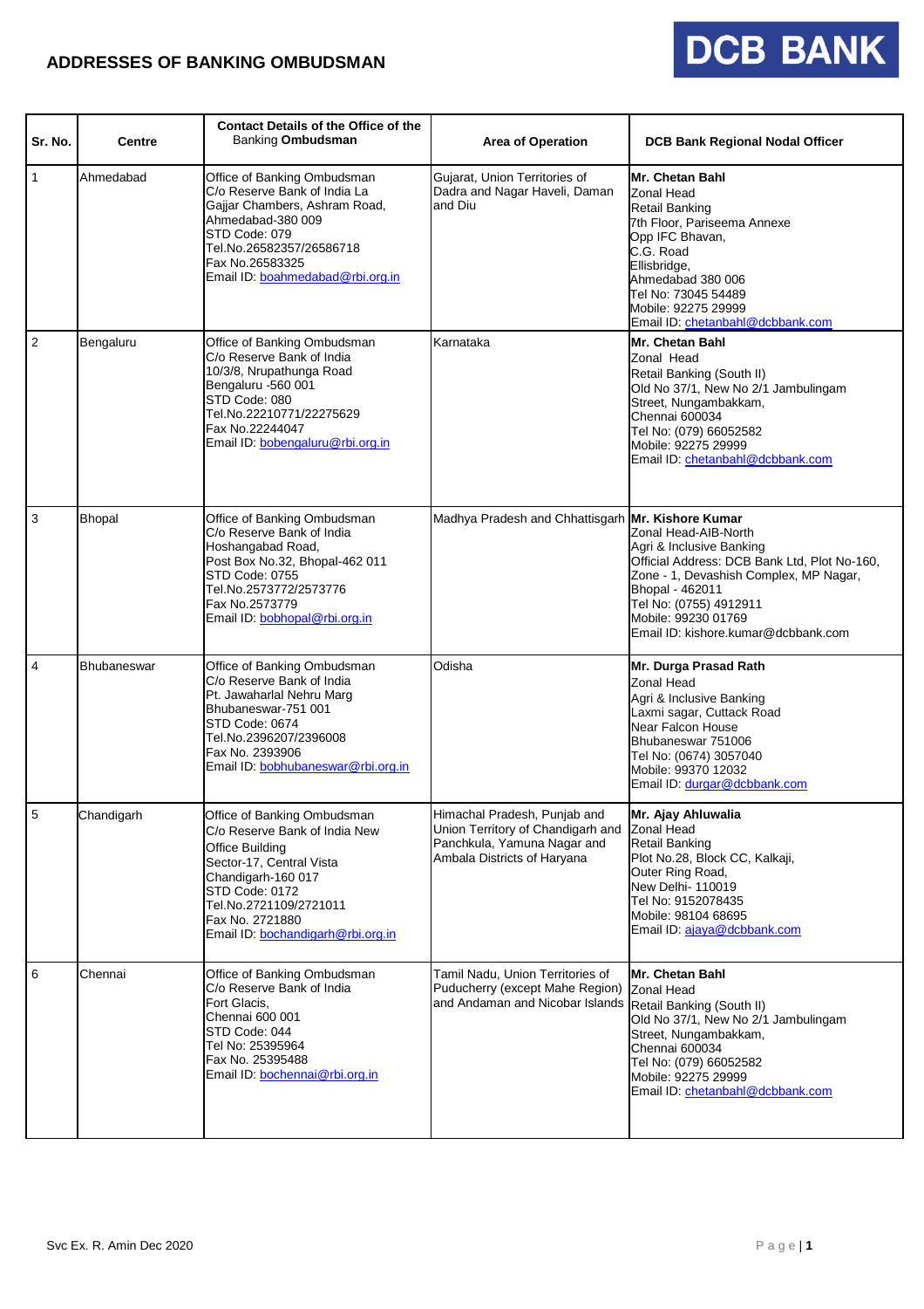# ADDRESSES OF BANKING OMBUDSMAN

**DCB BANK**

| Sr. No. | Centre | Contact Details of the Office of the Banking Ombudsman | Area of Operation | DCB Bank Regional Nodal Officer |
|---|---|---|---|---|
| 1 | Ahmedabad | Office of Banking Ombudsman<br>C/o Reserve Bank of India La Gajjar Chambers, Ashram Road, Ahmedabad-380 009<br>STD Code: 079<br>Tel.No.26582357/26586718<br>Fax No.26583325<br>Email ID: boahmedabad@rbi.org.in | Gujarat, Union Territories of Dadra and Nagar Haveli, Daman and Diu | **Mr. Chetan Bahl**<br>Zonal Head<br>Retail Banking<br>7th Floor, Pariseema Annexe<br>Opp IFC Bhavan,<br>C.G. Road<br>Ellisbridge,<br>Ahmedabad 380 006<br>Tel No: 73045 54489<br>Mobile: 92275 29999<br>Email ID: chetanbahl@dcbbank.com |
| 2 | Bengaluru | Office of Banking Ombudsman<br>C/o Reserve Bank of India<br>10/3/8, Nrupathunga Road<br>Bengaluru -560 001<br>STD Code: 080<br>Tel.No.22210771/22275629<br>Fax No.22244047<br>Email ID: bobengaluru@rbi.org.in | Karnataka | **Mr. Chetan Bahl**<br>Zonal Head<br>Retail Banking (South II)<br>Old No 37/1, New No 2/1 Jambulingam Street, Nungambakkam,<br>Chennai 600034<br>Tel No: (079) 66052582<br>Mobile: 92275 29999<br>Email ID: chetanbahl@dcbbank.com |
| 3 | Bhopal | Office of Banking Ombudsman<br>C/o Reserve Bank of India<br>Hoshangabad Road,<br>Post Box No.32, Bhopal-462 011<br>STD Code: 0755<br>Tel.No.2573772/2573776<br>Fax No.2573779<br>Email ID: bobhopal@rbi.org.in | Madhya Pradesh and Chhattisgarh | **Mr. Kishore Kumar**<br>Zonal Head-AIB-North<br>Agri & Inclusive Banking<br>Official Address: DCB Bank Ltd, Plot No-160, Zone - 1, Devashish Complex, MP Nagar, Bhopal - 462011<br>Tel No: (0755) 4912911<br>Mobile: 99230 01769<br>Email ID: kishore.kumar@dcbbank.com |
| 4 | Bhubaneswar | Office of Banking Ombudsman<br>C/o Reserve Bank of India<br>Pt. Jawaharlal Nehru Marg<br>Bhubaneswar-751 001<br>STD Code: 0674<br>Tel.No.2396207/2396008<br>Fax No. 2393906<br>Email ID: bobhubaneswar@rbi.org.in | Odisha | **Mr. Durga Prasad Rath**<br>Zonal Head<br>Agri & Inclusive Banking<br>Laxmi sagar, Cuttack Road<br>Near Falcon House<br>Bhubaneswar 751006<br>Tel No: (0674) 3057040<br>Mobile: 99370 12032<br>Email ID: durgar@dcbbank.com |
| 5 | Chandigarh | Office of Banking Ombudsman<br>C/o Reserve Bank of India New Office Building<br>Sector-17, Central Vista<br>Chandigarh-160 017<br>STD Code: 0172<br>Tel.No.2721109/2721011<br>Fax No. 2721880<br>Email ID: bochandigarh@rbi.org.in | Himachal Pradesh, Punjab and Union Territory of Chandigarh and Panchkula, Yamuna Nagar and Ambala Districts of Haryana | **Mr. Ajay Ahluwalia**<br>Zonal Head<br>Retail Banking<br>Plot No.28, Block CC, Kalkaji,<br>Outer Ring Road,<br>New Delhi- 110019<br>Tel No: 9152078435<br>Mobile: 98104 68695<br>Email ID: ajaya@dcbbank.com |
| 6 | Chennai | Office of Banking Ombudsman<br>C/o Reserve Bank of India<br>Fort Glacis,<br>Chennai 600 001<br>STD Code: 044<br>Tel No: 25395964<br>Fax No. 25395488<br>Email ID: bochennai@rbi.org.in | Tamil Nadu, Union Territories of Puducherry (except Mahe Region) and Andaman and Nicobar Islands | **Mr. Chetan Bahl**<br>Zonal Head<br>Retail Banking (South II)<br>Old No 37/1, New No 2/1 Jambulingam Street, Nungambakkam,<br>Chennai 600034<br>Tel No: (079) 66052582<br>Mobile: 92275 29999<br>Email ID: chetanbahl@dcbbank.com |

Svc Ex. R. Amin Dec 2020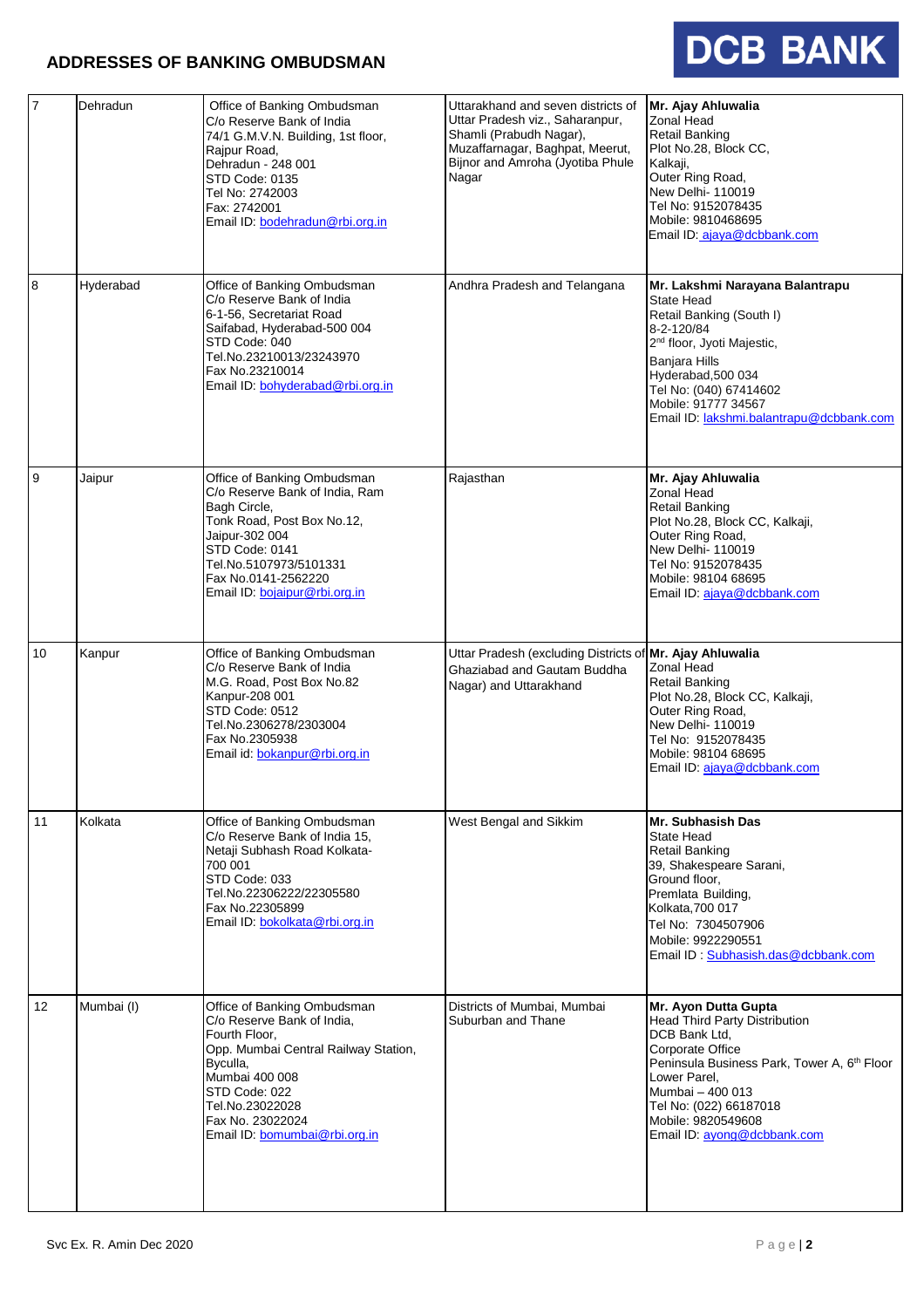## ADDRESSES OF BANKING OMBUDSMAN

| | | | | |
|---|---|---|---|---|
| 7 | Dehradun | Office of Banking Ombudsman<br>C/o Reserve Bank of India<br>74/1 G.M.V.N. Building, 1st floor,<br>Rajpur Road,<br>Dehradun - 248 001<br>STD Code: 0135<br>Tel No: 2742003<br>Fax: 2742001<br>Email ID: bodehradun@rbi.org.in | Uttarakhand and seven districts of Uttar Pradesh viz., Saharanpur, Shamli (Prabudh Nagar), Muzaffarnagar, Baghpat, Meerut, Bijnor and Amroha (Jyotiba Phule Nagar | **Mr. Ajay Ahluwalia**<br>Zonal Head<br>Retail Banking<br>Plot No.28, Block CC,<br>Kalkaji,<br>Outer Ring Road,<br>New Delhi- 110019<br>Tel No: 9152078435<br>Mobile: 9810468695<br>Email ID: ajaya@dcbbank.com |
| 8 | Hyderabad | Office of Banking Ombudsman<br>C/o Reserve Bank of India<br>6-1-56, Secretariat Road<br>Saifabad, Hyderabad-500 004<br>STD Code: 040<br>Tel.No.23210013/23243970<br>Fax No.23210014<br>Email ID: bohyderabad@rbi.org.in | Andhra Pradesh and Telangana | **Mr. Lakshmi Narayana Balantrapu**<br>State Head<br>Retail Banking (South I)<br>8-2-120/84<br>2nd floor, Jyoti Majestic,<br>Banjara Hills<br>Hyderabad,500 034<br>Tel No: (040) 67414602<br>Mobile: 91777 34567<br>Email ID: lakshmi.balantrapu@dcbbank.com |
| 9 | Jaipur | Office of Banking Ombudsman<br>C/o Reserve Bank of India, Ram Bagh Circle,<br>Tonk Road, Post Box No.12,<br>Jaipur-302 004<br>STD Code: 0141<br>Tel.No.5107973/5101331<br>Fax No.0141-2562220<br>Email ID: bojaipur@rbi.org.in | Rajasthan | **Mr. Ajay Ahluwalia**<br>Zonal Head<br>Retail Banking<br>Plot No.28, Block CC, Kalkaji,<br>Outer Ring Road,<br>New Delhi- 110019<br>Tel No: 9152078435<br>Mobile: 98104 68695<br>Email ID: ajaya@dcbbank.com |
| 10 | Kanpur | Office of Banking Ombudsman<br>C/o Reserve Bank of India<br>M.G. Road, Post Box No.82<br>Kanpur-208 001<br>STD Code: 0512<br>Tel.No.2306278/2303004<br>Fax No.2305938<br>Email id: bokanpur@rbi.org.in | Uttar Pradesh (excluding Districts of Ghaziabad and Gautam Buddha Nagar) and Uttarakhand | **Mr. Ajay Ahluwalia**<br>Zonal Head<br>Retail Banking<br>Plot No.28, Block CC, Kalkaji,<br>Outer Ring Road,<br>New Delhi- 110019<br>Tel No: 9152078435<br>Mobile: 98104 68695<br>Email ID: ajaya@dcbbank.com |
| 11 | Kolkata | Office of Banking Ombudsman<br>C/o Reserve Bank of India 15,<br>Netaji Subhash Road Kolkata-700 001<br>STD Code: 033<br>Tel.No.22306222/22305580<br>Fax No.22305899<br>Email ID: bokolkata@rbi.org.in | West Bengal and Sikkim | **Mr. Subhasish Das**<br>State Head<br>Retail Banking<br>39, Shakespeare Sarani,<br>Ground floor,<br>Premlata Building,<br>Kolkata,700 017<br>Tel No: 7304507906<br>Mobile: 9922290551<br>Email ID : Subhasish.das@dcbbank.com |
| 12 | Mumbai (I) | Office of Banking Ombudsman<br>C/o Reserve Bank of India,<br>Fourth Floor,<br>Opp. Mumbai Central Railway Station,<br>Byculla,<br>Mumbai 400 008<br>STD Code: 022<br>Tel.No.23022028<br>Fax No. 23022024<br>Email ID: bomumbai@rbi.org.in | Districts of Mumbai, Mumbai Suburban and Thane | **Mr. Ayon Dutta Gupta**<br>Head Third Party Distribution<br>DCB Bank Ltd,<br>Corporate Office<br>Peninsula Business Park, Tower A, 6th Floor<br>Lower Parel,<br>Mumbai – 400 013<br>Tel No: (022) 66187018<br>Mobile: 9820549608<br>Email ID: ayong@dcbbank.com |

Svc Ex. R. Amin Dec 2020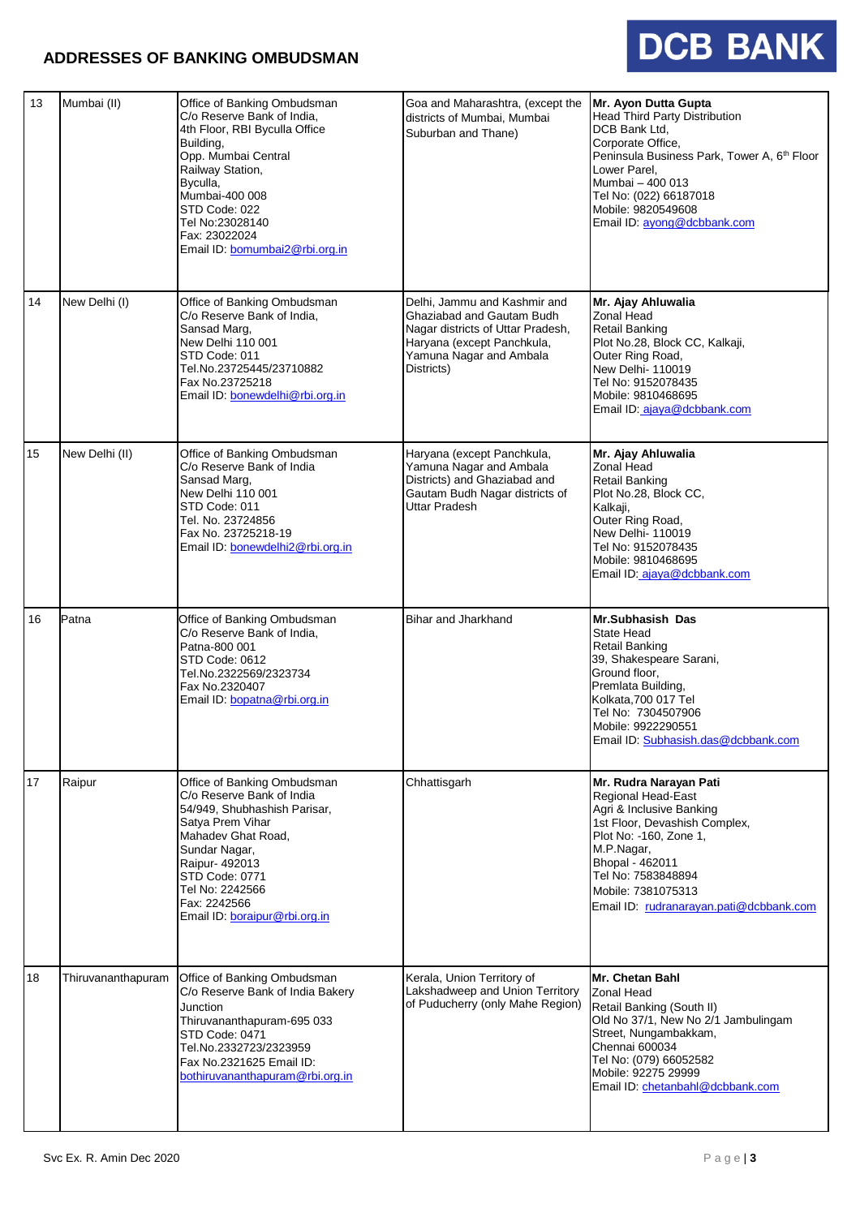## ADDRESSES OF BANKING OMBUDSMAN

| | | | | |
|---|---|---|---|---|
| 13 | Mumbai (II) | Office of Banking Ombudsman<br>C/o Reserve Bank of India,<br>4th Floor, RBI Byculla Office Building,<br>Opp. Mumbai Central Railway Station,<br>Byculla,<br>Mumbai-400 008<br>STD Code: 022<br>Tel No:23028140<br>Fax: 23022024<br>Email ID: bomumbai2@rbi.org.in | Goa and Maharashtra, (except the districts of Mumbai, Mumbai Suburban and Thane) | **Mr. Ayon Dutta Gupta**<br>Head Third Party Distribution<br>DCB Bank Ltd,<br>Corporate Office,<br>Peninsula Business Park, Tower A, 6th Floor<br>Lower Parel,<br>Mumbai – 400 013<br>Tel No: (022) 66187018<br>Mobile: 9820549608<br>Email ID: ayong@dcbbank.com |
| 14 | New Delhi (I) | Office of Banking Ombudsman<br>C/o Reserve Bank of India,<br>Sansad Marg,<br>New Delhi 110 001<br>STD Code: 011<br>Tel.No.23725445/23710882<br>Fax No.23725218<br>Email ID: bonewdelhi@rbi.org.in | Delhi, Jammu and Kashmir and Ghaziabad and Gautam Budh Nagar districts of Uttar Pradesh, Haryana (except Panchkula, Yamuna Nagar and Ambala Districts) | **Mr. Ajay Ahluwalia**<br>Zonal Head<br>Retail Banking<br>Plot No.28, Block CC, Kalkaji,<br>Outer Ring Road,<br>New Delhi- 110019<br>Tel No: 9152078435<br>Mobile: 9810468695<br>Email ID: ajaya@dcbbank.com |
| 15 | New Delhi (II) | Office of Banking Ombudsman<br>C/o Reserve Bank of India<br>Sansad Marg,<br>New Delhi 110 001<br>STD Code: 011<br>Tel. No. 23724856<br>Fax No. 23725218-19<br>Email ID: bonewdelhi2@rbi.org.in | Haryana (except Panchkula, Yamuna Nagar and Ambala Districts) and Ghaziabad and Gautam Budh Nagar districts of Uttar Pradesh | **Mr. Ajay Ahluwalia**<br>Zonal Head<br>Retail Banking<br>Plot No.28, Block CC,<br>Kalkaji,<br>Outer Ring Road,<br>New Delhi- 110019<br>Tel No: 9152078435<br>Mobile: 9810468695<br>Email ID: ajaya@dcbbank.com |
| 16 | Patna | Office of Banking Ombudsman<br>C/o Reserve Bank of India,<br>Patna-800 001<br>STD Code: 0612<br>Tel.No.2322569/2323734<br>Fax No.2320407<br>Email ID: bopatna@rbi.org.in | Bihar and Jharkhand | **Mr.Subhasish Das**<br>State Head<br>Retail Banking<br>39, Shakespeare Sarani,<br>Ground floor,<br>Premlata Building,<br>Kolkata,700 017 Tel<br>Tel No: 7304507906<br>Mobile: 9922290551<br>Email ID: Subhasish.das@dcbbank.com |
| 17 | Raipur | Office of Banking Ombudsman<br>C/o Reserve Bank of India<br>54/949, Shubhashish Parisar,<br>Satya Prem Vihar<br>Mahadev Ghat Road,<br>Sundar Nagar,<br>Raipur- 492013<br>STD Code: 0771<br>Tel No: 2242566<br>Fax: 2242566<br>Email ID: boraipur@rbi.org.in | Chhattisgarh | **Mr. Rudra Narayan Pati**<br>Regional Head-East<br>Agri & Inclusive Banking<br>1st Floor, Devashish Complex,<br>Plot No: -160, Zone 1,<br>M.P.Nagar,<br>Bhopal - 462011<br>Tel No: 7583848894<br>Mobile: 7381075313<br>Email ID: rudranarayan.pati@dcbbank.com |
| 18 | Thiruvananthapuram | Office of Banking Ombudsman<br>C/o Reserve Bank of India Bakery Junction<br>Thiruvananthapuram-695 033<br>STD Code: 0471<br>Tel.No.2332723/2323959<br>Fax No.2321625 Email ID:<br>bothiruvananthapuram@rbi.org.in | Kerala, Union Territory of Lakshadweep and Union Territory of Puducherry (only Mahe Region) | **Mr. Chetan Bahl**<br>Zonal Head<br>Retail Banking (South II)<br>Old No 37/1, New No 2/1 Jambulingam Street, Nungambakkam,<br>Chennai 600034<br>Tel No: (079) 66052582<br>Mobile: 92275 29999<br>Email ID: chetanbahl@dcbbank.com |

Svc Ex. R. Amin Dec 2020